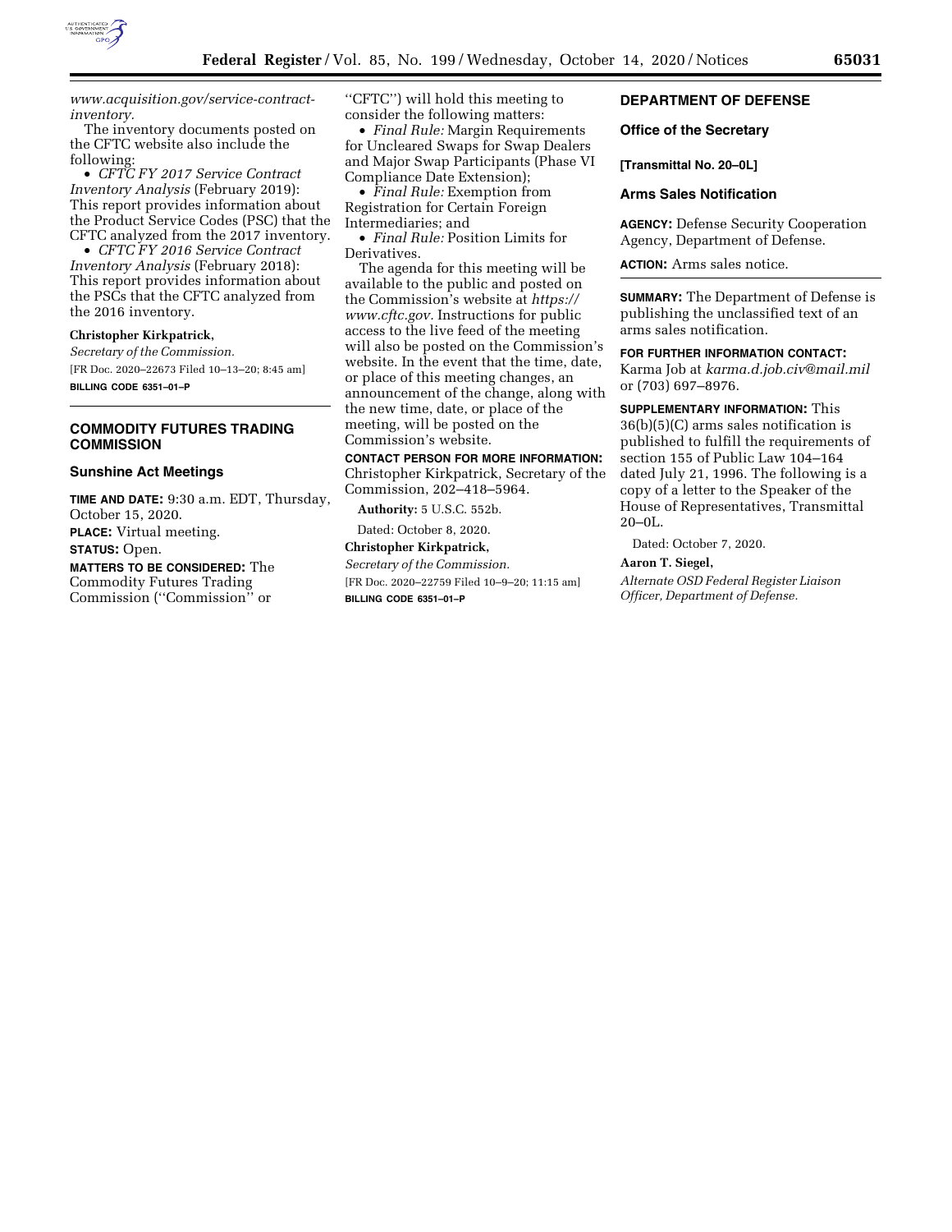www.acquisition.gov/service-contract-inventory.

The inventory documents posted on the CFTC website also include the following:

- *CFTC FY 2017 Service Contract Inventory Analysis* (February 2019): This report provides information about the Product Service Codes (PSC) that the CFTC analyzed from the 2017 inventory.
- *CFTC FY 2016 Service Contract Inventory Analysis* (February 2018): This report provides information about the PSCs that the CFTC analyzed from the 2016 inventory.

**Christopher Kirkpatrick,**

*Secretary of the Commission.*

[FR Doc. 2020–22673 Filed 10–13–20; 8:45 am]

**BILLING CODE 6351–01–P**

## COMMODITY FUTURES TRADING COMMISSION

### Sunshine Act Meetings

**TIME AND DATE:** 9:30 a.m. EDT, Thursday, October 15, 2020.

**PLACE:** Virtual meeting.

**STATUS:** Open.

**MATTERS TO BE CONSIDERED:** The Commodity Futures Trading Commission (''Commission'' or ''CFTC'') will hold this meeting to consider the following matters:

- *Final Rule:* Margin Requirements for Uncleared Swaps for Swap Dealers and Major Swap Participants (Phase VI Compliance Date Extension);
- *Final Rule:* Exemption from Registration for Certain Foreign Intermediaries; and
- *Final Rule:* Position Limits for Derivatives.

The agenda for this meeting will be available to the public and posted on the Commission's website at *https://www.cftc.gov.* Instructions for public access to the live feed of the meeting will also be posted on the Commission's website. In the event that the time, date, or place of this meeting changes, an announcement of the change, along with the new time, date, or place of the meeting, will be posted on the Commission's website.

**CONTACT PERSON FOR MORE INFORMATION:** Christopher Kirkpatrick, Secretary of the Commission, 202–418–5964.

**Authority:** 5 U.S.C. 552b.

Dated: October 8, 2020.

**Christopher Kirkpatrick,**

*Secretary of the Commission.*

[FR Doc. 2020–22759 Filed 10–9–20; 11:15 am]

**BILLING CODE 6351–01–P**

## DEPARTMENT OF DEFENSE

### Office of the Secretary

**[Transmittal No. 20–0L]**

### Arms Sales Notification

**AGENCY:** Defense Security Cooperation Agency, Department of Defense.

**ACTION:** Arms sales notice.

**SUMMARY:** The Department of Defense is publishing the unclassified text of an arms sales notification.

**FOR FURTHER INFORMATION CONTACT:** Karma Job at *karma.d.job.civ@mail.mil* or (703) 697–8976.

**SUPPLEMENTARY INFORMATION:** This 36(b)(5)(C) arms sales notification is published to fulfill the requirements of section 155 of Public Law 104–164 dated July 21, 1996. The following is a copy of a letter to the Speaker of the House of Representatives, Transmittal 20–0L.

Dated: October 7, 2020.

**Aaron T. Siegel,**

*Alternate OSD Federal Register Liaison Officer, Department of Defense.*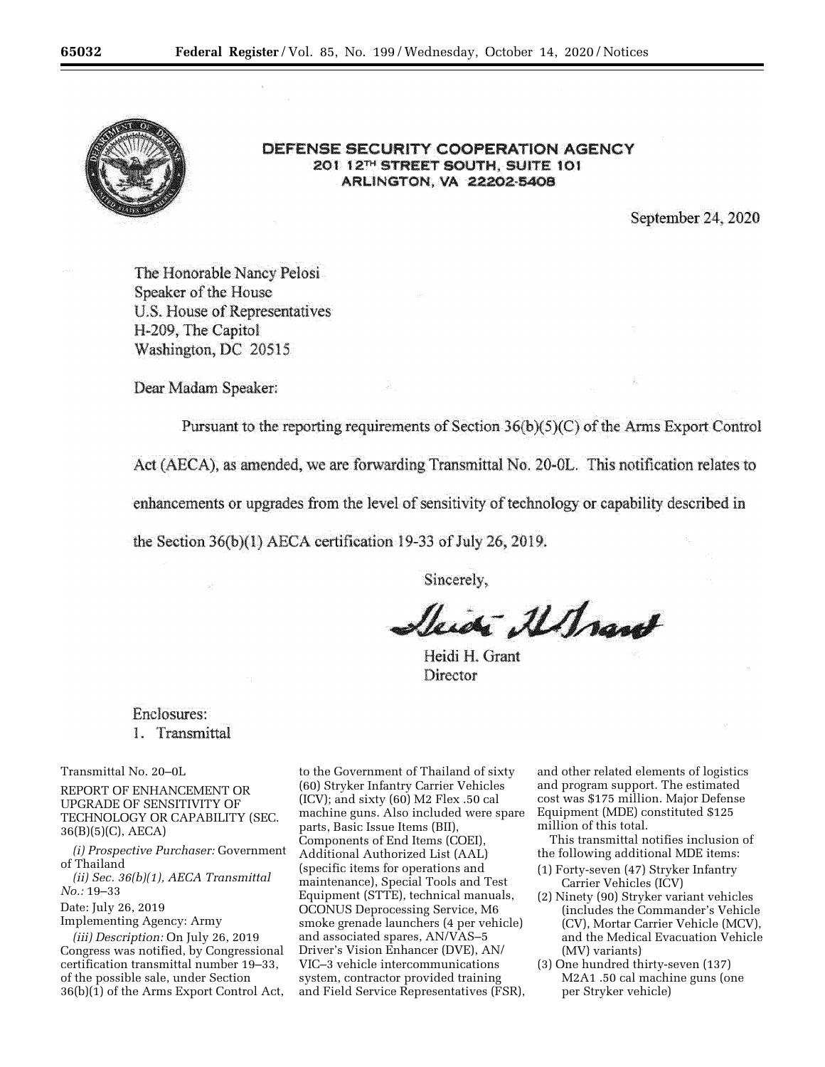DEFENSE SECURITY COOPERATION AGENCY
201 12TH STREET SOUTH, SUITE 101
ARLINGTON, VA 22202-5408

September 24, 2020

The Honorable Nancy Pelosi
Speaker of the House
U.S. House of Representatives
H-209, The Capitol
Washington, DC 20515

Dear Madam Speaker:

Pursuant to the reporting requirements of Section 36(b)(5)(C) of the Arms Export Control Act (AECA), as amended, we are forwarding Transmittal No. 20-0L. This notification relates to enhancements or upgrades from the level of sensitivity of technology or capability described in the Section 36(b)(1) AECA certification 19-33 of July 26, 2019.

Sincerely,

Heidi H. Grant
Director

Enclosures:
1. Transmittal

Transmittal No. 20–0L

REPORT OF ENHANCEMENT OR UPGRADE OF SENSITIVITY OF TECHNOLOGY OR CAPABILITY (SEC. 36(B)(5)(C), AECA)

*(i) Prospective Purchaser:* Government of Thailand

*(ii) Sec. 36(b)(1), AECA Transmittal No.:* 19–33

Date: July 26, 2019

Implementing Agency: Army

*(iii) Description:* On July 26, 2019 Congress was notified, by Congressional certification transmittal number 19–33, of the possible sale, under Section 36(b)(1) of the Arms Export Control Act, to the Government of Thailand of sixty (60) Stryker Infantry Carrier Vehicles (ICV); and sixty (60) M2 Flex .50 cal machine guns. Also included were spare parts, Basic Issue Items (BII), Components of End Items (COEI), Additional Authorized List (AAL) (specific items for operations and maintenance), Special Tools and Test Equipment (STTE), technical manuals, OCONUS Deprocessing Service, M6 smoke grenade launchers (4 per vehicle) and associated spares, AN/VAS–5 Driver's Vision Enhancer (DVE), AN/VIC–3 vehicle intercommunications system, contractor provided training and Field Service Representatives (FSR), and other related elements of logistics and program support. The estimated cost was $175 million. Major Defense Equipment (MDE) constituted $125 million of this total.

This transmittal notifies inclusion of the following additional MDE items:

(1) Forty-seven (47) Stryker Infantry Carrier Vehicles (ICV)
(2) Ninety (90) Stryker variant vehicles (includes the Commander's Vehicle (CV), Mortar Carrier Vehicle (MCV), and the Medical Evacuation Vehicle (MV) variants)
(3) One hundred thirty-seven (137) M2A1 .50 cal machine guns (one per Stryker vehicle)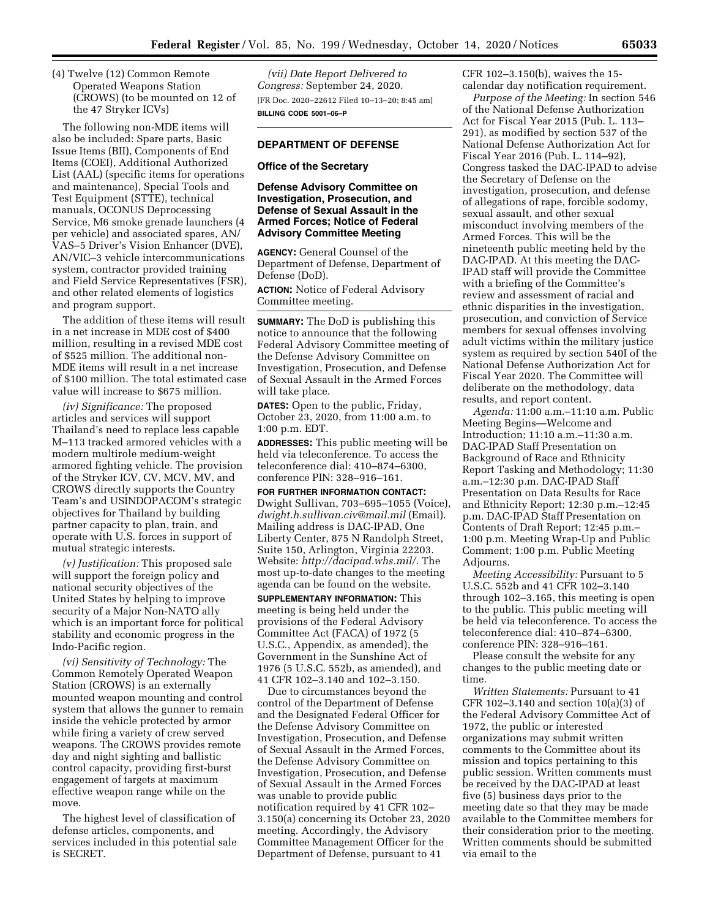(4) Twelve (12) Common Remote Operated Weapons Station (CROWS) (to be mounted on 12 of the 47 Stryker ICVs)

The following non-MDE items will also be included: Spare parts, Basic Issue Items (BII), Components of End Items (COEI), Additional Authorized List (AAL) (specific items for operations and maintenance), Special Tools and Test Equipment (STTE), technical manuals, OCONUS Deprocessing Service, M6 smoke grenade launchers (4 per vehicle) and associated spares, AN/VAS–5 Driver's Vision Enhancer (DVE), AN/VIC–3 vehicle intercommunications system, contractor provided training and Field Service Representatives (FSR), and other related elements of logistics and program support.

The addition of these items will result in a net increase in MDE cost of $400 million, resulting in a revised MDE cost of $525 million. The additional non-MDE items will result in a net increase of $100 million. The total estimated case value will increase to $675 million.

*(iv) Significance:* The proposed articles and services will support Thailand's need to replace less capable M–113 tracked armored vehicles with a modern multirole medium-weight armored fighting vehicle. The provision of the Stryker ICV, CV, MCV, MV, and CROWS directly supports the Country Team's and USINDOPACOM's strategic objectives for Thailand by building partner capacity to plan, train, and operate with U.S. forces in support of mutual strategic interests.

*(v) Justification:* This proposed sale will support the foreign policy and national security objectives of the United States by helping to improve security of a Major Non-NATO ally which is an important force for political stability and economic progress in the Indo-Pacific region.

*(vi) Sensitivity of Technology:* The Common Remotely Operated Weapon Station (CROWS) is an externally mounted weapon mounting and control system that allows the gunner to remain inside the vehicle protected by armor while firing a variety of crew served weapons. The CROWS provides remote day and night sighting and ballistic control capacity, providing first-burst engagement of targets at maximum effective weapon range while on the move.

The highest level of classification of defense articles, components, and services included in this potential sale is SECRET.

*(vii) Date Report Delivered to Congress:* September 24, 2020.

[FR Doc. 2020–22612 Filed 10–13–20; 8:45 am]

**BILLING CODE 5001–06–P**

## DEPARTMENT OF DEFENSE

### Office of the Secretary

### Defense Advisory Committee on Investigation, Prosecution, and Defense of Sexual Assault in the Armed Forces; Notice of Federal Advisory Committee Meeting

**AGENCY:** General Counsel of the Department of Defense, Department of Defense (DoD).

**ACTION:** Notice of Federal Advisory Committee meeting.

**SUMMARY:** The DoD is publishing this notice to announce that the following Federal Advisory Committee meeting of the Defense Advisory Committee on Investigation, Prosecution, and Defense of Sexual Assault in the Armed Forces will take place.

**DATES:** Open to the public, Friday, October 23, 2020, from 11:00 a.m. to 1:00 p.m. EDT.

**ADDRESSES:** This public meeting will be held via teleconference. To access the teleconference dial: 410–874–6300, conference PIN: 328–916–161.

**FOR FURTHER INFORMATION CONTACT:** Dwight Sullivan, 703–695–1055 (Voice), *dwight.h.sullivan.civ@mail.mil* (Email). Mailing address is DAC-IPAD, One Liberty Center, 875 N Randolph Street, Suite 150, Arlington, Virginia 22203. Website: *http://dacipad.whs.mil/*. The most up-to-date changes to the meeting agenda can be found on the website.

**SUPPLEMENTARY INFORMATION:** This meeting is being held under the provisions of the Federal Advisory Committee Act (FACA) of 1972 (5 U.S.C., Appendix, as amended), the Government in the Sunshine Act of 1976 (5 U.S.C. 552b, as amended), and 41 CFR 102–3.140 and 102–3.150.

Due to circumstances beyond the control of the Department of Defense and the Designated Federal Officer for the Defense Advisory Committee on Investigation, Prosecution, and Defense of Sexual Assault in the Armed Forces, the Defense Advisory Committee on Investigation, Prosecution, and Defense of Sexual Assault in the Armed Forces was unable to provide public notification required by 41 CFR 102–3.150(a) concerning its October 23, 2020 meeting. Accordingly, the Advisory Committee Management Officer for the Department of Defense, pursuant to 41 CFR 102–3.150(b), waives the 15-calendar day notification requirement.

*Purpose of the Meeting:* In section 546 of the National Defense Authorization Act for Fiscal Year 2015 (Pub. L. 113–291), as modified by section 537 of the National Defense Authorization Act for Fiscal Year 2016 (Pub. L. 114–92), Congress tasked the DAC-IPAD to advise the Secretary of Defense on the investigation, prosecution, and defense of allegations of rape, forcible sodomy, sexual assault, and other sexual misconduct involving members of the Armed Forces. This will be the nineteenth public meeting held by the DAC-IPAD. At this meeting the DAC-IPAD staff will provide the Committee with a briefing of the Committee's review and assessment of racial and ethnic disparities in the investigation, prosecution, and conviction of Service members for sexual offenses involving adult victims within the military justice system as required by section 540I of the National Defense Authorization Act for Fiscal Year 2020. The Committee will deliberate on the methodology, data results, and report content.

*Agenda:* 11:00 a.m.–11:10 a.m. Public Meeting Begins—Welcome and Introduction; 11:10 a.m.–11:30 a.m. DAC-IPAD Staff Presentation on Background of Race and Ethnicity Report Tasking and Methodology; 11:30 a.m.–12:30 p.m. DAC-IPAD Staff Presentation on Data Results for Race and Ethnicity Report; 12:30 p.m.–12:45 p.m. DAC-IPAD Staff Presentation on Contents of Draft Report; 12:45 p.m.–1:00 p.m. Meeting Wrap-Up and Public Comment; 1:00 p.m. Public Meeting Adjourns.

*Meeting Accessibility:* Pursuant to 5 U.S.C. 552b and 41 CFR 102–3.140 through 102–3.165, this meeting is open to the public. This public meeting will be held via teleconference. To access the teleconference dial: 410–874–6300, conference PIN: 328–916–161.

Please consult the website for any changes to the public meeting date or time.

*Written Statements:* Pursuant to 41 CFR 102–3.140 and section 10(a)(3) of the Federal Advisory Committee Act of 1972, the public or interested organizations may submit written comments to the Committee about its mission and topics pertaining to this public session. Written comments must be received by the DAC-IPAD at least five (5) business days prior to the meeting date so that they may be made available to the Committee members for their consideration prior to the meeting. Written comments should be submitted via email to the